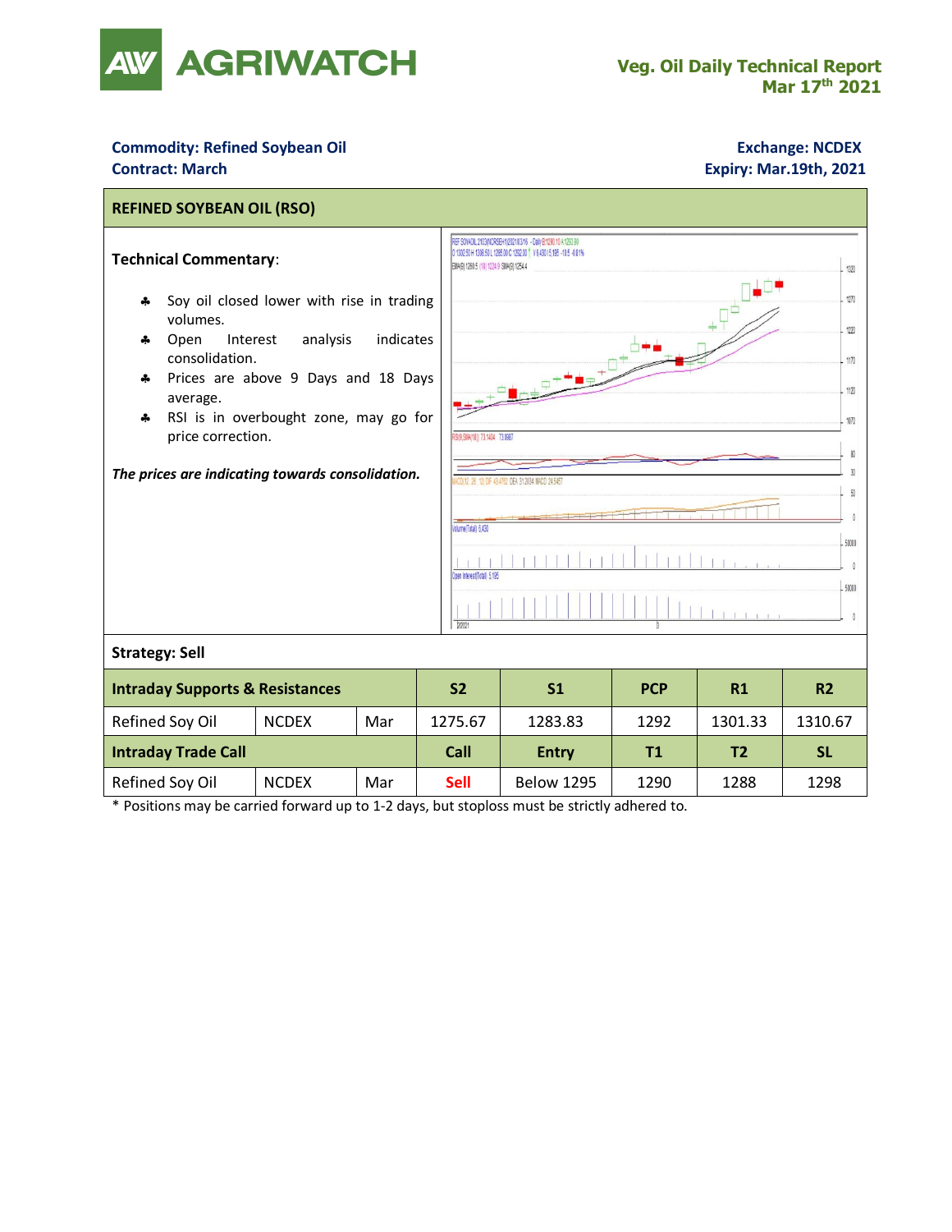# AGRIWATCH

**Veg. Oil Daily Technical Report**
**Mar 17th 2021**

**Commodity: Refined Soybean Oil**
**Contract: March**

**Exchange: NCDEX**
**Expiry: Mar.19th, 2021**

## REFINED SOYBEAN OIL (RSO)

**Technical Commentary**:

- Soy oil closed lower with rise in trading volumes.
- Open Interest analysis indicates consolidation.
- Prices are above 9 Days and 18 Days average.
- RSI is in overbought zone, may go for price correction.

***The prices are indicating towards consolidation.***

**Strategy: Sell**

| Intraday Supports & Resistances | | | S2 | S1 | PCP | R1 | R2 |
|---|---|---|---|---|---|---|---|
| Refined Soy Oil | NCDEX | Mar | 1275.67 | 1283.83 | 1292 | 1301.33 | 1310.67 |
| **Intraday Trade Call** | | | **Call** | **Entry** | **T1** | **T2** | **SL** |
| Refined Soy Oil | NCDEX | Mar | Sell | Below 1295 | 1290 | 1288 | 1298 |

\* Positions may be carried forward up to 1-2 days, but stoploss must be strictly adhered to.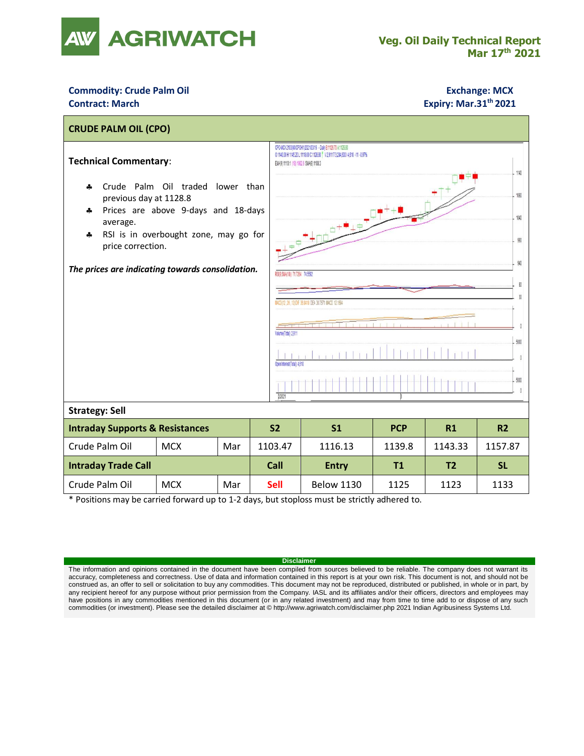# AGRIWATCH

**Veg. Oil Daily Technical Report**
**Mar 17th 2021**

**Commodity: Crude Palm Oil**
**Contract: March**

**Exchange: MCX**
**Expiry: Mar.31th 2021**

## CRUDE PALM OIL (CPO)

**Technical Commentary**:

- Crude Palm Oil traded lower than previous day at 1128.8
- Prices are above 9-days and 18-days average.
- RSI is in overbought zone, may go for price correction.

***The prices are indicating towards consolidation.***

**Strategy: Sell**

| Intraday Supports & Resistances | | | S2 | S1 | PCP | R1 | R2 |
|---|---|---|---|---|---|---|---|
| Crude Palm Oil | MCX | Mar | 1103.47 | 1116.13 | 1139.8 | 1143.33 | 1157.87 |
| **Intraday Trade Call** | | | **Call** | **Entry** | **T1** | **T2** | **SL** |
| Crude Palm Oil | MCX | Mar | Sell | Below 1130 | 1125 | 1123 | 1133 |

* Positions may be carried forward up to 1-2 days, but stoploss must be strictly adhered to.

**Disclaimer**

The information and opinions contained in the document have been compiled from sources believed to be reliable. The company does not warrant its accuracy, completeness and correctness. Use of data and information contained in this report is at your own risk. This document is not, and should not be construed as, an offer to sell or solicitation to buy any commodities. This document may not be reproduced, distributed or published, in whole or in part, by any recipient hereof for any purpose without prior permission from the Company. IASL and its affiliates and/or their officers, directors and employees may have positions in any commodities mentioned in this document (or in any related investment) and may from time to time add to or dispose of any such commodities (or investment). Please see the detailed disclaimer at © http://www.agriwatch.com/disclaimer.php 2021 Indian Agribusiness Systems Ltd.